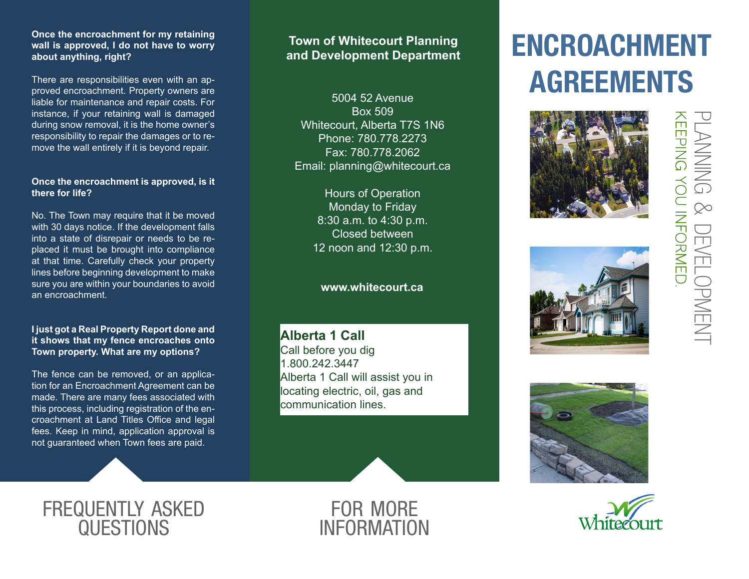## FREQUENTLY ASKED QUESTIONS

**Once the encroachment for my retaining wall is approved, I do not have to worry about anything, right?**

There are responsibilities even with an approved encroachment. Property owners are liable for maintenance and repair costs. For instance, if your retaining wall is damaged during snow removal, it is the home owner's responsibility to repair the damages or to remove the wall entirely if it is beyond repair.

**Once the encroachment is approved, is it there for life?**

No. The Town may require that it be moved with 30 days notice. If the development falls into a state of disrepair or needs to be replaced it must be brought into compliance at that time. Carefully check your property lines before beginning development to make sure you are within your boundaries to avoid an encroachment.

**I just got a Real Property Report done and it shows that my fence encroaches onto Town property. What are my options?**

The fence can be removed, or an application for an Encroachment Agreement can be made. There are many fees associated with this process, including registration of the encroachment at Land Titles Office and legal fees. Keep in mind, application approval is not guaranteed when Town fees are paid.

## FOR MORE INFORMATION

**Town of Whitecourt Planning and Development Department**

5004 52 Avenue
Box 509
Whitecourt, Alberta T7S 1N6
Phone: 780.778.2273
Fax: 780.778.2062
Email: planning@whitecourt.ca

Hours of Operation
Monday to Friday
8:30 a.m. to 4:30 p.m.
Closed between
12 noon and 12:30 p.m.

**www.whitecourt.ca**

**Alberta 1 Call**
Call before you dig
1.800.242.3447
Alberta 1 Call will assist you in locating electric, oil, gas and communication lines.

# ENCROACHMENT AGREEMENTS

PLANNING & DEVELOPMENT
KEEPING YOU INFORMED.

Whitecourt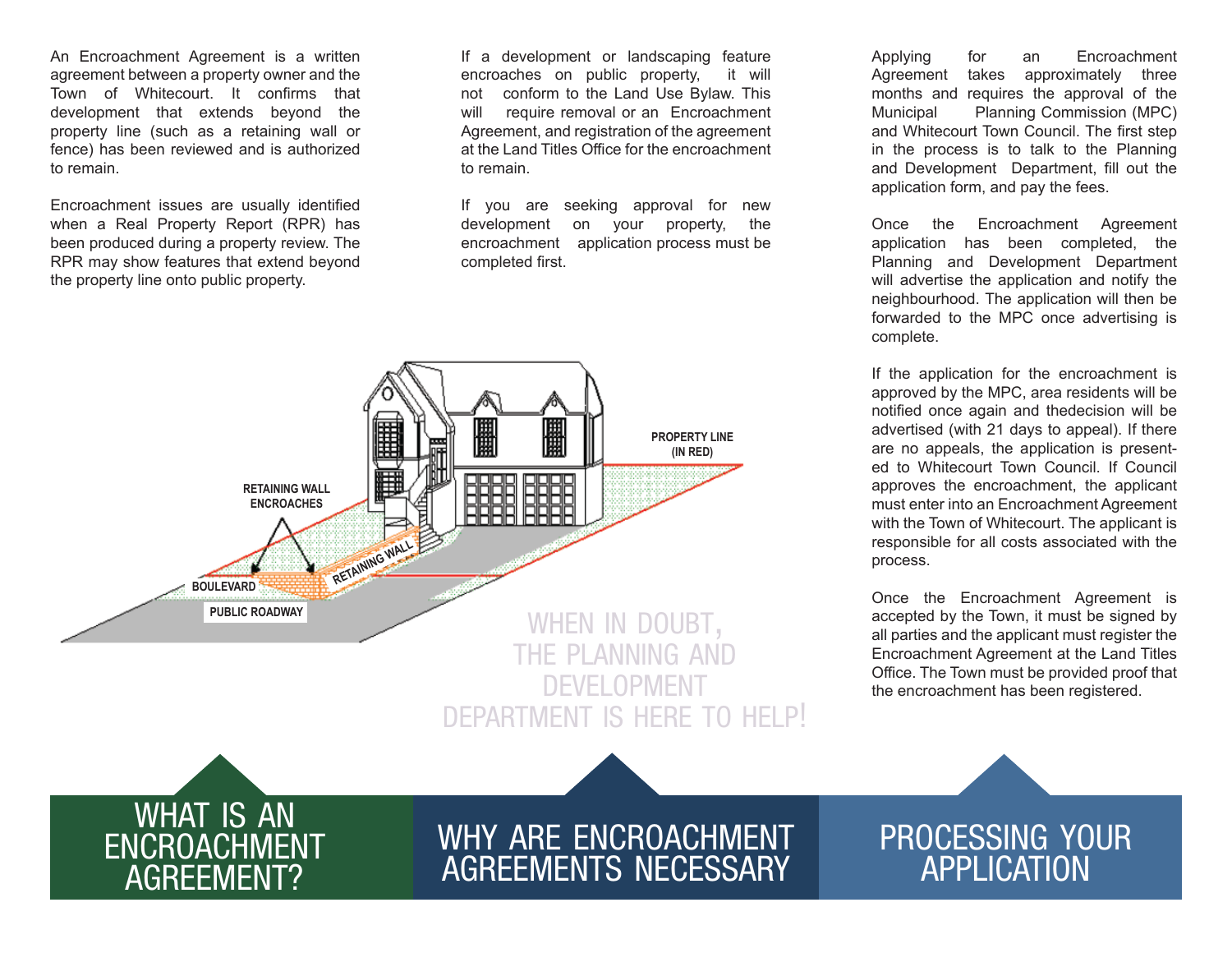## WHAT IS AN ENCROACHMENT AGREEMENT?

An Encroachment Agreement is a written agreement between a property owner and the Town of Whitecourt. It confirms that development that extends beyond the property line (such as a retaining wall or fence) has been reviewed and is authorized to remain.

Encroachment issues are usually identified when a Real Property Report (RPR) has been produced during a property review. The RPR may show features that extend beyond the property line onto public property.

## WHY ARE ENCROACHMENT AGREEMENTS NECESSARY

If a development or landscaping feature encroaches on public property, it will not conform to the Land Use Bylaw. This will require removal or an Encroachment Agreement, and registration of the agreement at the Land Titles Office for the encroachment to remain.

If you are seeking approval for new development on your property, the encroachment application process must be completed first.

PROPERTY LINE (IN RED)

RETAINING WALL ENCROACHES

RETAINING WALL

BOULEVARD

PUBLIC ROADWAY

WHEN IN DOUBT, THE PLANNING AND DEVELOPMENT DEPARTMENT IS HERE TO HELP!

## PROCESSING YOUR APPLICATION

Applying for an Encroachment Agreement takes approximately three months and requires the approval of the Municipal Planning Commission (MPC) and Whitecourt Town Council. The first step in the process is to talk to the Planning and Development Department, fill out the application form, and pay the fees.

Once the Encroachment Agreement application has been completed, the Planning and Development Department will advertise the application and notify the neighbourhood. The application will then be forwarded to the MPC once advertising is complete.

If the application for the encroachment is approved by the MPC, area residents will be notified once again and thedecision will be advertised (with 21 days to appeal). If there are no appeals, the application is presented to Whitecourt Town Council. If Council approves the encroachment, the applicant must enter into an Encroachment Agreement with the Town of Whitecourt. The applicant is responsible for all costs associated with the process.

Once the Encroachment Agreement is accepted by the Town, it must be signed by all parties and the applicant must register the Encroachment Agreement at the Land Titles Office. The Town must be provided proof that the encroachment has been registered.